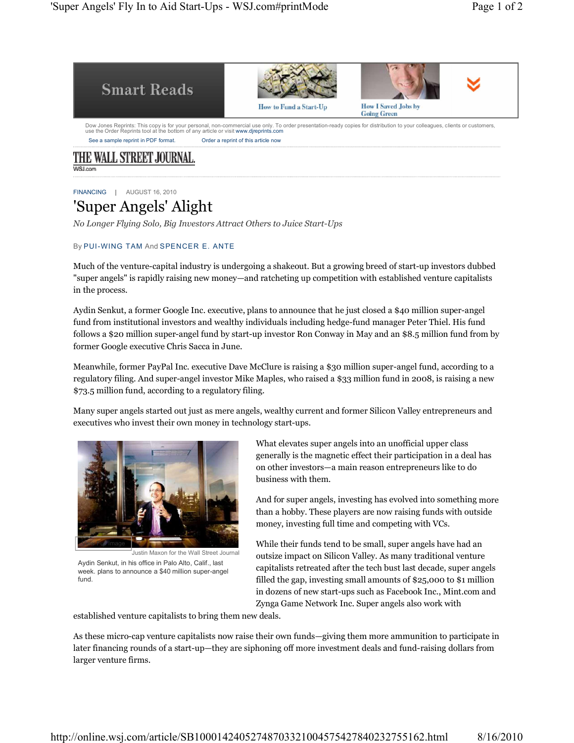Dow Jones Reprints: This copy is for your personal, non-commercial use only. To order presentation-ready copies for distribution to your colleagues, clients or customers, use the Order Reprints tool at the bottom of any article or visit www.djreprints.com

See a sample reprint in PDF format. Order a reprint of this article now

THE WALL STREET JOURNAL.

WSJ.com

FINANCING | AUGUST 16, 2010

# 'Super Angels' Alight

*No Longer Flying Solo, Big Investors Attract Others to Juice Start-Ups*

By PUI-WING TAM And SPENCER E. ANTE

Much of the venture-capital industry is undergoing a shakeout. But a growing breed of start-up investors dubbed "super angels" is rapidly raising new money—and ratcheting up competition with established venture capitalists in the process.

Aydin Senkut, a former Google Inc. executive, plans to announce that he just closed a $40 million super-angel fund from institutional investors and wealthy individuals including hedge-fund manager Peter Thiel. His fund follows a $20 million super-angel fund by start-up investor Ron Conway in May and an $8.5 million fund from by former Google executive Chris Sacca in June.

Meanwhile, former PayPal Inc. executive Dave McClure is raising a $30 million super-angel fund, according to a regulatory filing. And super-angel investor Mike Maples, who raised a $33 million fund in 2008, is raising a new $73.5 million fund, according to a regulatory filing.

Many super angels started out just as mere angels, wealthy current and former Silicon Valley entrepreneurs and executives who invest their own money in technology start-ups.

Justin Maxon for the Wall Street Journal

Aydin Senkut, in his office in Palo Alto, Calif., last week. plans to announce a $40 million super-angel fund.

What elevates super angels into an unofficial upper class generally is the magnetic effect their participation in a deal has on other investors—a main reason entrepreneurs like to do business with them.

And for super angels, investing has evolved into something more than a hobby. These players are now raising funds with outside money, investing full time and competing with VCs.

While their funds tend to be small, super angels have had an outsize impact on Silicon Valley. As many traditional venture capitalists retreated after the tech bust last decade, super angels filled the gap, investing small amounts of $25,000 to $1 million in dozens of new start-ups such as Facebook Inc., Mint.com and Zynga Game Network Inc. Super angels also work with established venture capitalists to bring them new deals.

As these micro-cap venture capitalists now raise their own funds—giving them more ammunition to participate in later financing rounds of a start-up—they are siphoning off more investment deals and fund-raising dollars from larger venture firms.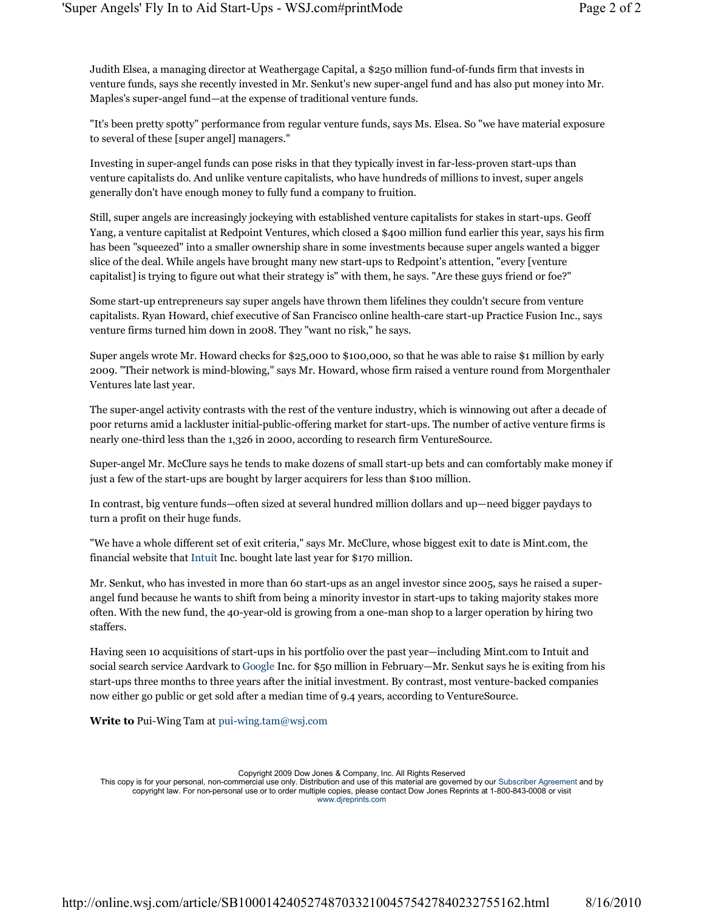Judith Elsea, a managing director at Weathergage Capital, a $250 million fund-of-funds firm that invests in venture funds, says she recently invested in Mr. Senkut's new super-angel fund and has also put money into Mr. Maples's super-angel fund—at the expense of traditional venture funds.

"It's been pretty spotty" performance from regular venture funds, says Ms. Elsea. So "we have material exposure to several of these [super angel] managers."

Investing in super-angel funds can pose risks in that they typically invest in far-less-proven start-ups than venture capitalists do. And unlike venture capitalists, who have hundreds of millions to invest, super angels generally don't have enough money to fully fund a company to fruition.

Still, super angels are increasingly jockeying with established venture capitalists for stakes in start-ups. Geoff Yang, a venture capitalist at Redpoint Ventures, which closed a $400 million fund earlier this year, says his firm has been "squeezed" into a smaller ownership share in some investments because super angels wanted a bigger slice of the deal. While angels have brought many new start-ups to Redpoint's attention, "every [venture capitalist] is trying to figure out what their strategy is" with them, he says. "Are these guys friend or foe?"

Some start-up entrepreneurs say super angels have thrown them lifelines they couldn't secure from venture capitalists. Ryan Howard, chief executive of San Francisco online health-care start-up Practice Fusion Inc., says venture firms turned him down in 2008. They "want no risk," he says.

Super angels wrote Mr. Howard checks for $25,000 to $100,000, so that he was able to raise $1 million by early 2009. "Their network is mind-blowing," says Mr. Howard, whose firm raised a venture round from Morgenthaler Ventures late last year.

The super-angel activity contrasts with the rest of the venture industry, which is winnowing out after a decade of poor returns amid a lackluster initial-public-offering market for start-ups. The number of active venture firms is nearly one-third less than the 1,326 in 2000, according to research firm VentureSource.

Super-angel Mr. McClure says he tends to make dozens of small start-up bets and can comfortably make money if just a few of the start-ups are bought by larger acquirers for less than $100 million.

In contrast, big venture funds—often sized at several hundred million dollars and up—need bigger paydays to turn a profit on their huge funds.

"We have a whole different set of exit criteria," says Mr. McClure, whose biggest exit to date is Mint.com, the financial website that Intuit Inc. bought late last year for $170 million.

Mr. Senkut, who has invested in more than 60 start-ups as an angel investor since 2005, says he raised a super-angel fund because he wants to shift from being a minority investor in start-ups to taking majority stakes more often. With the new fund, the 40-year-old is growing from a one-man shop to a larger operation by hiring two staffers.

Having seen 10 acquisitions of start-ups in his portfolio over the past year—including Mint.com to Intuit and social search service Aardvark to Google Inc. for $50 million in February—Mr. Senkut says he is exiting from his start-ups three months to three years after the initial investment. By contrast, most venture-backed companies now either go public or get sold after a median time of 9.4 years, according to VentureSource.

**Write to** Pui-Wing Tam at pui-wing.tam@wsj.com

Copyright 2009 Dow Jones & Company, Inc. All Rights Reserved
This copy is for your personal, non-commercial use only. Distribution and use of this material are governed by our Subscriber Agreement and by copyright law. For non-personal use or to order multiple copies, please contact Dow Jones Reprints at 1-800-843-0008 or visit www.djreprints.com